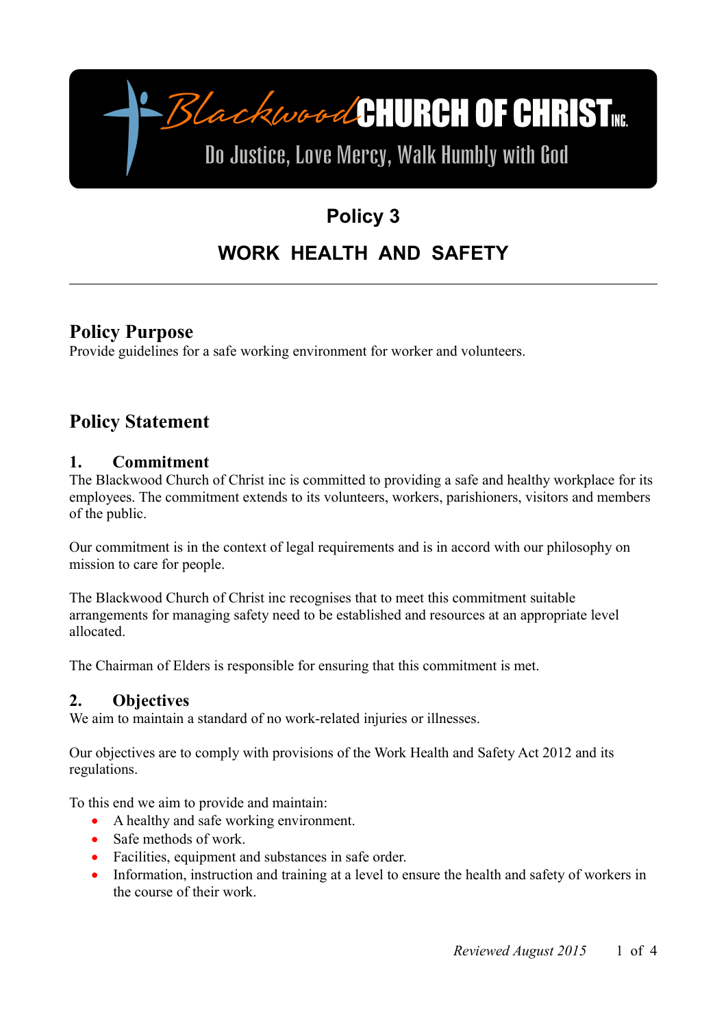Blackwood CHURCH OF CHRIST INC.

Do Justice, Love Mercy, Walk Humbly with God

# Policy 3

# WORK HEALTH AND SAFETY

---

## Policy Purpose

Provide guidelines for a safe working environment for worker and volunteers.

## Policy Statement

### 1. Commitment

The Blackwood Church of Christ inc is committed to providing a safe and healthy workplace for its employees. The commitment extends to its volunteers, workers, parishioners, visitors and members of the public.

Our commitment is in the context of legal requirements and is in accord with our philosophy on mission to care for people.

The Blackwood Church of Christ inc recognises that to meet this commitment suitable arrangements for managing safety need to be established and resources at an appropriate level allocated.

The Chairman of Elders is responsible for ensuring that this commitment is met.

### 2. Objectives

We aim to maintain a standard of no work-related injuries or illnesses.

Our objectives are to comply with provisions of the Work Health and Safety Act 2012 and its regulations.

To this end we aim to provide and maintain:

- A healthy and safe working environment.
- Safe methods of work.
- Facilities, equipment and substances in safe order.
- Information, instruction and training at a level to ensure the health and safety of workers in the course of their work.

*Reviewed August 2015*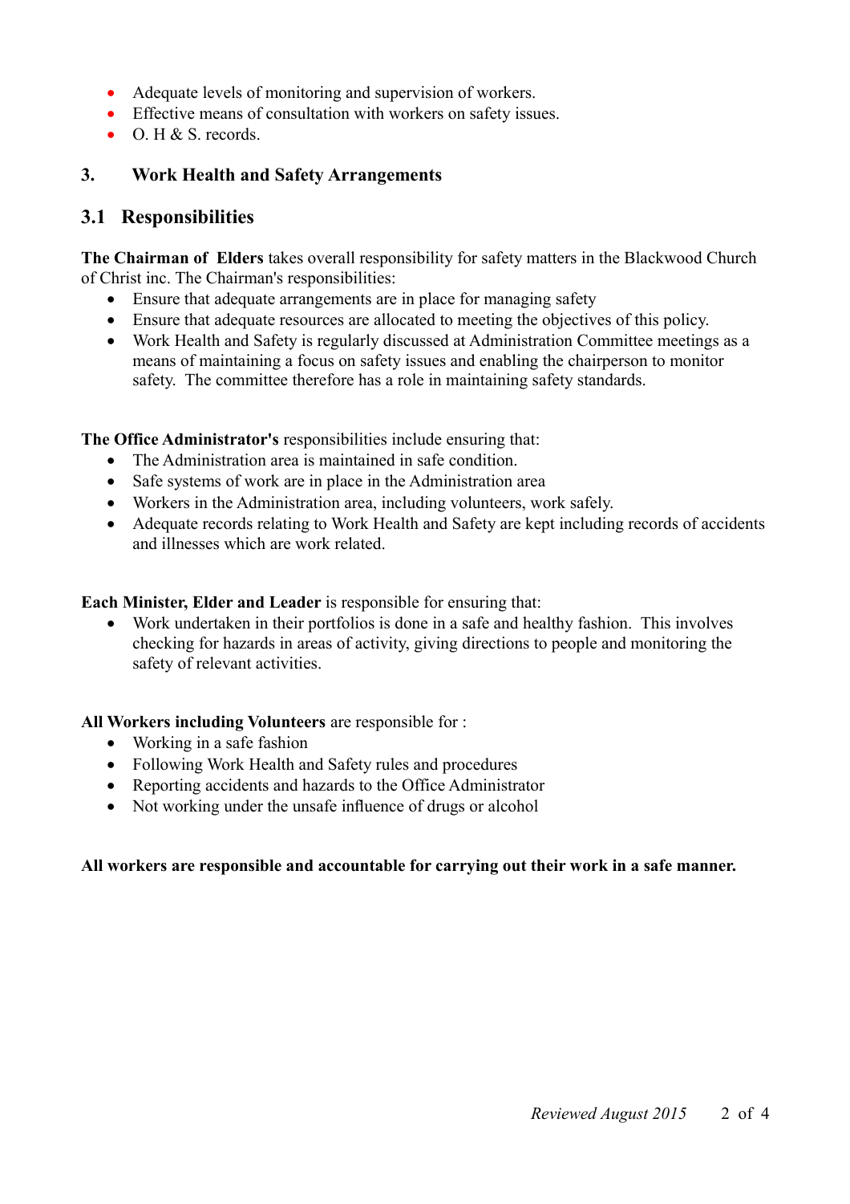- Adequate levels of monitoring and supervision of workers.
- Effective means of consultation with workers on safety issues.
- O. H & S. records.

## 3. Work Health and Safety Arrangements

### 3.1 Responsibilities

**The Chairman of Elders** takes overall responsibility for safety matters in the Blackwood Church of Christ inc. The Chairman's responsibilities:

- Ensure that adequate arrangements are in place for managing safety
- Ensure that adequate resources are allocated to meeting the objectives of this policy.
- Work Health and Safety is regularly discussed at Administration Committee meetings as a means of maintaining a focus on safety issues and enabling the chairperson to monitor safety. The committee therefore has a role in maintaining safety standards.

**The Office Administrator's** responsibilities include ensuring that:

- The Administration area is maintained in safe condition.
- Safe systems of work are in place in the Administration area
- Workers in the Administration area, including volunteers, work safely.
- Adequate records relating to Work Health and Safety are kept including records of accidents and illnesses which are work related.

**Each Minister, Elder and Leader** is responsible for ensuring that:

- Work undertaken in their portfolios is done in a safe and healthy fashion. This involves checking for hazards in areas of activity, giving directions to people and monitoring the safety of relevant activities.

**All Workers including Volunteers** are responsible for :

- Working in a safe fashion
- Following Work Health and Safety rules and procedures
- Reporting accidents and hazards to the Office Administrator
- Not working under the unsafe influence of drugs or alcohol

**All workers are responsible and accountable for carrying out their work in a safe manner.**

*Reviewed August 2015*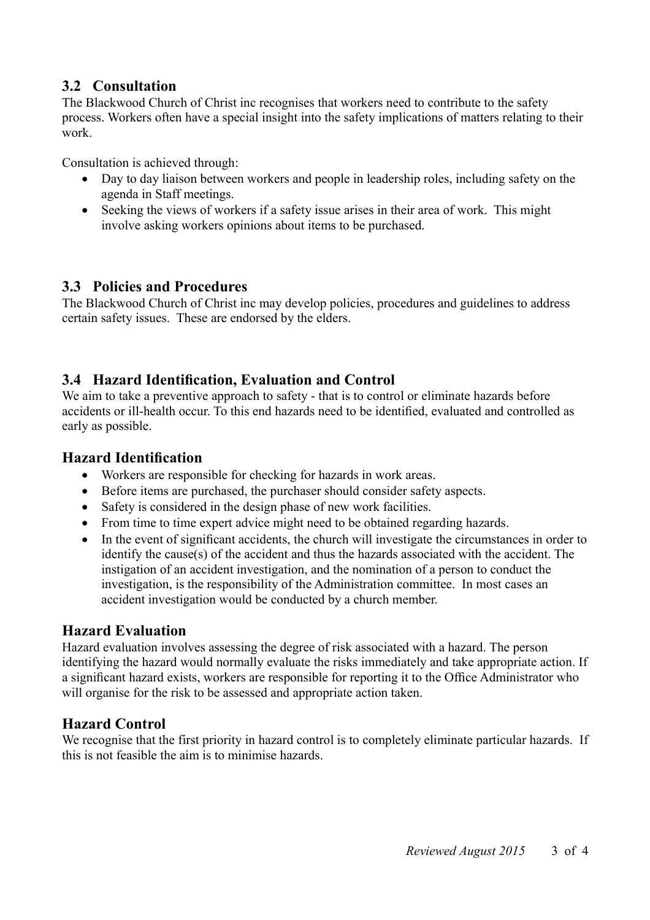## 3.2 Consultation

The Blackwood Church of Christ inc recognises that workers need to contribute to the safety process. Workers often have a special insight into the safety implications of matters relating to their work.

Consultation is achieved through:

- Day to day liaison between workers and people in leadership roles, including safety on the agenda in Staff meetings.
- Seeking the views of workers if a safety issue arises in their area of work. This might involve asking workers opinions about items to be purchased.

## 3.3 Policies and Procedures

The Blackwood Church of Christ inc may develop policies, procedures and guidelines to address certain safety issues. These are endorsed by the elders.

## 3.4 Hazard Identification, Evaluation and Control

We aim to take a preventive approach to safety - that is to control or eliminate hazards before accidents or ill-health occur. To this end hazards need to be identified, evaluated and controlled as early as possible.

### Hazard Identification

- Workers are responsible for checking for hazards in work areas.
- Before items are purchased, the purchaser should consider safety aspects.
- Safety is considered in the design phase of new work facilities.
- From time to time expert advice might need to be obtained regarding hazards.
- In the event of significant accidents, the church will investigate the circumstances in order to identify the cause(s) of the accident and thus the hazards associated with the accident. The instigation of an accident investigation, and the nomination of a person to conduct the investigation, is the responsibility of the Administration committee. In most cases an accident investigation would be conducted by a church member.

### Hazard Evaluation

Hazard evaluation involves assessing the degree of risk associated with a hazard. The person identifying the hazard would normally evaluate the risks immediately and take appropriate action. If a significant hazard exists, workers are responsible for reporting it to the Office Administrator who will organise for the risk to be assessed and appropriate action taken.

### Hazard Control

We recognise that the first priority in hazard control is to completely eliminate particular hazards. If this is not feasible the aim is to minimise hazards.

*Reviewed August 2015*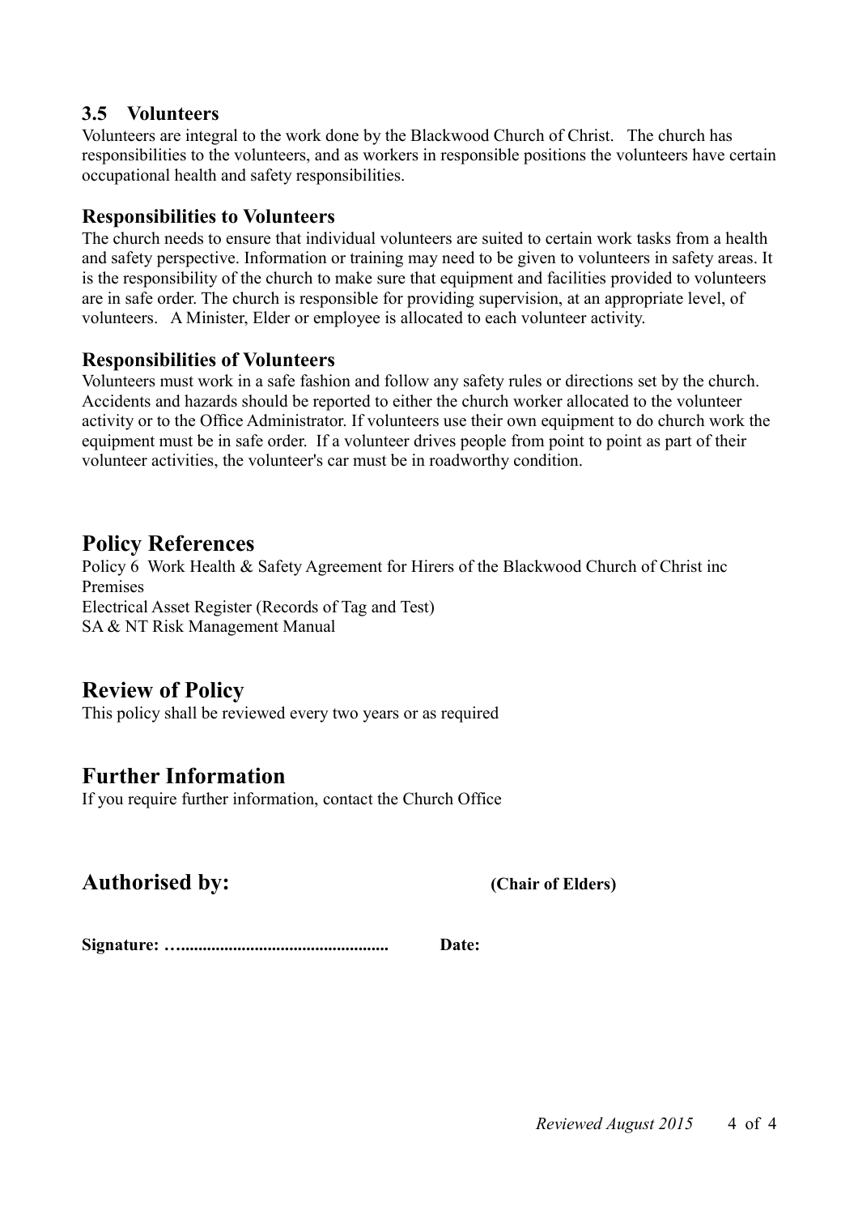### 3.5 Volunteers

Volunteers are integral to the work done by the Blackwood Church of Christ. The church has responsibilities to the volunteers, and as workers in responsible positions the volunteers have certain occupational health and safety responsibilities.

### Responsibilities to Volunteers

The church needs to ensure that individual volunteers are suited to certain work tasks from a health and safety perspective. Information or training may need to be given to volunteers in safety areas. It is the responsibility of the church to make sure that equipment and facilities provided to volunteers are in safe order. The church is responsible for providing supervision, at an appropriate level, of volunteers. A Minister, Elder or employee is allocated to each volunteer activity.

### Responsibilities of Volunteers

Volunteers must work in a safe fashion and follow any safety rules or directions set by the church. Accidents and hazards should be reported to either the church worker allocated to the volunteer activity or to the Office Administrator. If volunteers use their own equipment to do church work the equipment must be in safe order. If a volunteer drives people from point to point as part of their volunteer activities, the volunteer's car must be in roadworthy condition.

## Policy References

Policy 6 Work Health & Safety Agreement for Hirers of the Blackwood Church of Christ inc Premises
Electrical Asset Register (Records of Tag and Test)
SA & NT Risk Management Manual

## Review of Policy

This policy shall be reviewed every two years or as required

## Further Information

If you require further information, contact the Church Office

## Authorised by: **(Chair of Elders)**

**Signature: …............................................... Date:**

*Reviewed August 2015*